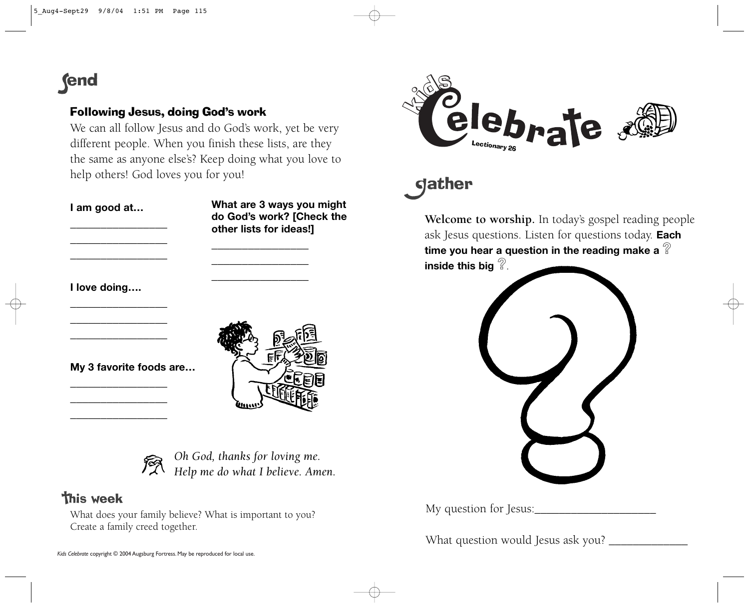# Send

## Following Jesus, doing God's work

We can all follow Jesus and do God's work, yet be very different people. When you finish these lists, are they the same as anyone else's? Keep doing what you love to help others! God loves you for you!

**I am good at…**

\_\_\_\_\_\_\_\_\_\_\_\_\_\_\_\_\_\_\_\_
\_\_\_\_\_\_\_\_\_\_\_\_\_\_\_\_\_\_\_\_
\_\_\_\_\_\_\_\_\_\_\_\_\_\_\_\_\_\_\_\_

**I love doing….**

\_\_\_\_\_\_\_\_\_\_\_\_\_\_\_\_\_\_\_\_
\_\_\_\_\_\_\_\_\_\_\_\_\_\_\_\_\_\_\_\_
\_\_\_\_\_\_\_\_\_\_\_\_\_\_\_\_\_\_\_\_

**My 3 favorite foods are…**

\_\_\_\_\_\_\_\_\_\_\_\_\_\_\_\_\_\_\_\_
\_\_\_\_\_\_\_\_\_\_\_\_\_\_\_\_\_\_\_\_
\_\_\_\_\_\_\_\_\_\_\_\_\_\_\_\_\_\_\_\_

**What are 3 ways you might do God's work? [Check the other lists for ideas!]**

\_\_\_\_\_\_\_\_\_\_\_\_\_\_\_\_\_\_\_\_
\_\_\_\_\_\_\_\_\_\_\_\_\_\_\_\_\_\_\_\_
\_\_\_\_\_\_\_\_\_\_\_\_\_\_\_\_\_\_\_\_

*Oh God, thanks for loving me.*
*Help me do what I believe. Amen.*

## This week

What does your family believe? What is important to you? Create a family creed together.

*Kids Celebrate* copyright © 2004 Augsburg Fortress. May be reproduced for local use.

# Kids Celebrate

Lectionary 26

# Gather

**Welcome to worship.** In today's gospel reading people ask Jesus questions. Listen for questions today. **Each time you hear a question in the reading make a ? inside this big ?.**

My question for Jesus:\_\_\_\_\_\_\_\_\_\_\_\_\_\_\_\_\_\_\_\_

What question would Jesus ask you? \_\_\_\_\_\_\_\_\_\_\_\_\_\_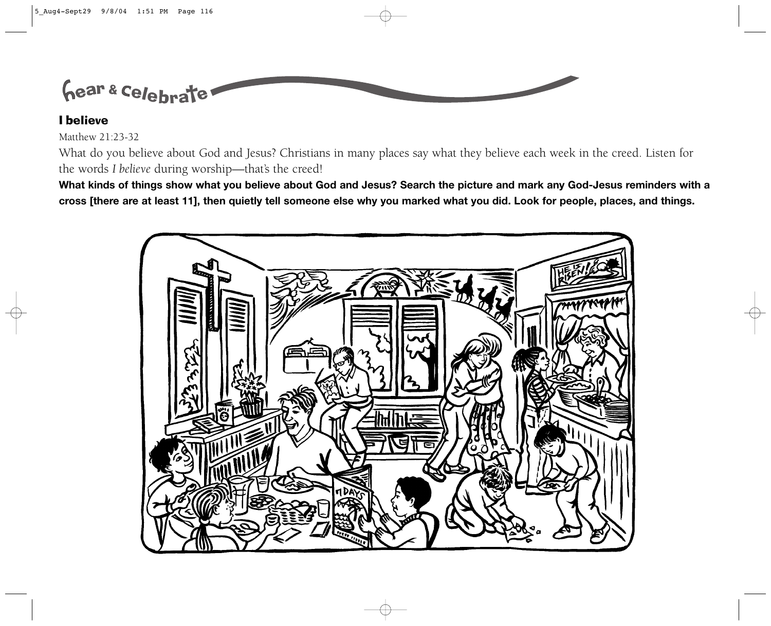## hear & celebrate

### I believe

Matthew 21:23-32

What do you believe about God and Jesus? Christians in many places say what they believe each week in the creed. Listen for the words *I believe* during worship—that's the creed!

**What kinds of things show what you believe about God and Jesus? Search the picture and mark any God-Jesus reminders with a cross [there are at least 11], then quietly tell someone else why you marked what you did. Look for people, places, and things.**